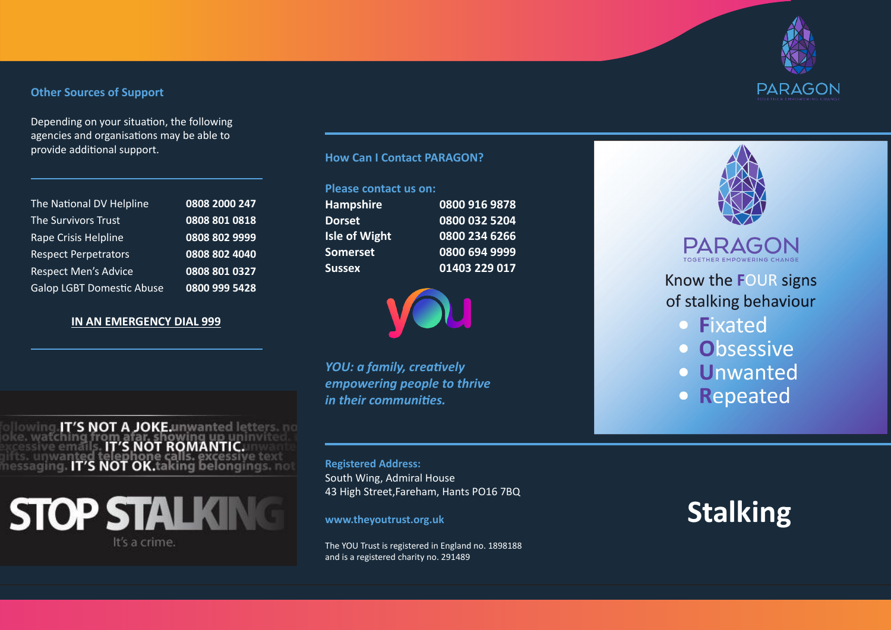## Other Sources of Support

Depending on your situation, the following agencies and organisations may be able to provide additional support.

| | |
|---|---|
| The National DV Helpline | **0808 2000 247** |
| The Survivors Trust | **0808 801 0818** |
| Rape Crisis Helpline | **0808 802 9999** |
| Respect Perpetrators | **0808 802 4040** |
| Respect Men's Advice | **0808 801 0327** |
| Galop LGBT Domestic Abuse | **0800 999 5428** |

**IN AN EMERGENCY DIAL 999**

**IT'S NOT A JOKE. IT'S NOT ROMANTIC. IT'S NOT OK.**

following unwanted letters. no joke. watching from afar. showing up uninvited. excessive emails. unwanted gifts. unwanted telephone calls. excessive text messaging. taking belongings. not

**STOP STALKING**

It's a crime.

## How Can I Contact PARAGON?

**Please contact us on:**

| | |
|---|---|
| **Hampshire** | **0800 916 9878** |
| **Dorset** | **0800 032 5204** |
| **Isle of Wight** | **0800 234 6266** |
| **Somerset** | **0800 694 9999** |
| **Sussex** | **01403 229 017** |

you

*YOU: a family, creatively empowering people to thrive in their communities.*

**Registered Address:**
South Wing, Admiral House
43 High Street,Fareham, Hants PO16 7BQ

**www.theyoutrust.org.uk**

The YOU Trust is registered in England no. 1898188 and is a registered charity no. 291489

PARAGON
TOGETHER EMPOWERING CHANGE

Know the **F**OUR signs of stalking behaviour

- **F**ixated
- **O**bsessive
- **U**nwanted
- **R**epeated

# Stalking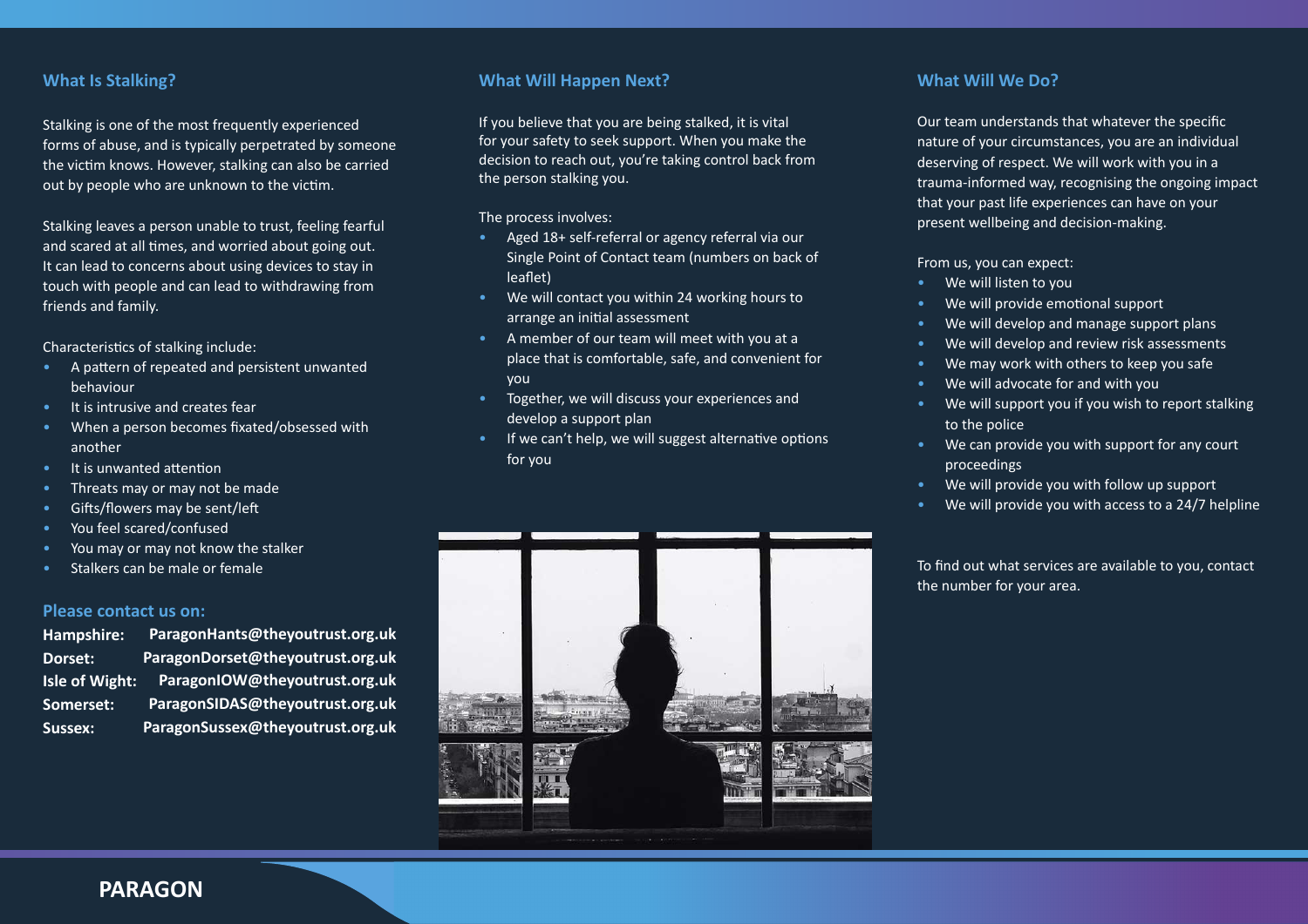## What Is Stalking?

Stalking is one of the most frequently experienced forms of abuse, and is typically perpetrated by someone the victim knows. However, stalking can also be carried out by people who are unknown to the victim.

Stalking leaves a person unable to trust, feeling fearful and scared at all times, and worried about going out. It can lead to concerns about using devices to stay in touch with people and can lead to withdrawing from friends and family.

Characteristics of stalking include:

- A pattern of repeated and persistent unwanted behaviour
- It is intrusive and creates fear
- When a person becomes fixated/obsessed with another
- It is unwanted attention
- Threats may or may not be made
- Gifts/flowers may be sent/left
- You feel scared/confused
- You may or may not know the stalker
- Stalkers can be male or female

### Please contact us on:

**Hampshire:** **ParagonHants@theyoutrust.org.uk**
**Dorset:** **ParagonDorset@theyoutrust.org.uk**
**Isle of Wight:** **ParagonIOW@theyoutrust.org.uk**
**Somerset:** **ParagonSIDAS@theyoutrust.org.uk**
**Sussex:** **ParagonSussex@theyoutrust.org.uk**

## What Will Happen Next?

If you believe that you are being stalked, it is vital for your safety to seek support. When you make the decision to reach out, you're taking control back from the person stalking you.

The process involves:

- Aged 18+ self-referral or agency referral via our Single Point of Contact team (numbers on back of leaflet)
- We will contact you within 24 working hours to arrange an initial assessment
- A member of our team will meet with you at a place that is comfortable, safe, and convenient for you
- Together, we will discuss your experiences and develop a support plan
- If we can't help, we will suggest alternative options for you

## What Will We Do?

Our team understands that whatever the specific nature of your circumstances, you are an individual deserving of respect. We will work with you in a trauma-informed way, recognising the ongoing impact that your past life experiences can have on your present wellbeing and decision-making.

From us, you can expect:

- We will listen to you
- We will provide emotional support
- We will develop and manage support plans
- We will develop and review risk assessments
- We may work with others to keep you safe
- We will advocate for and with you
- We will support you if you wish to report stalking to the police
- We can provide you with support for any court proceedings
- We will provide you with follow up support
- We will provide you with access to a 24/7 helpline

To find out what services are available to you, contact the number for your area.

**PARAGON**